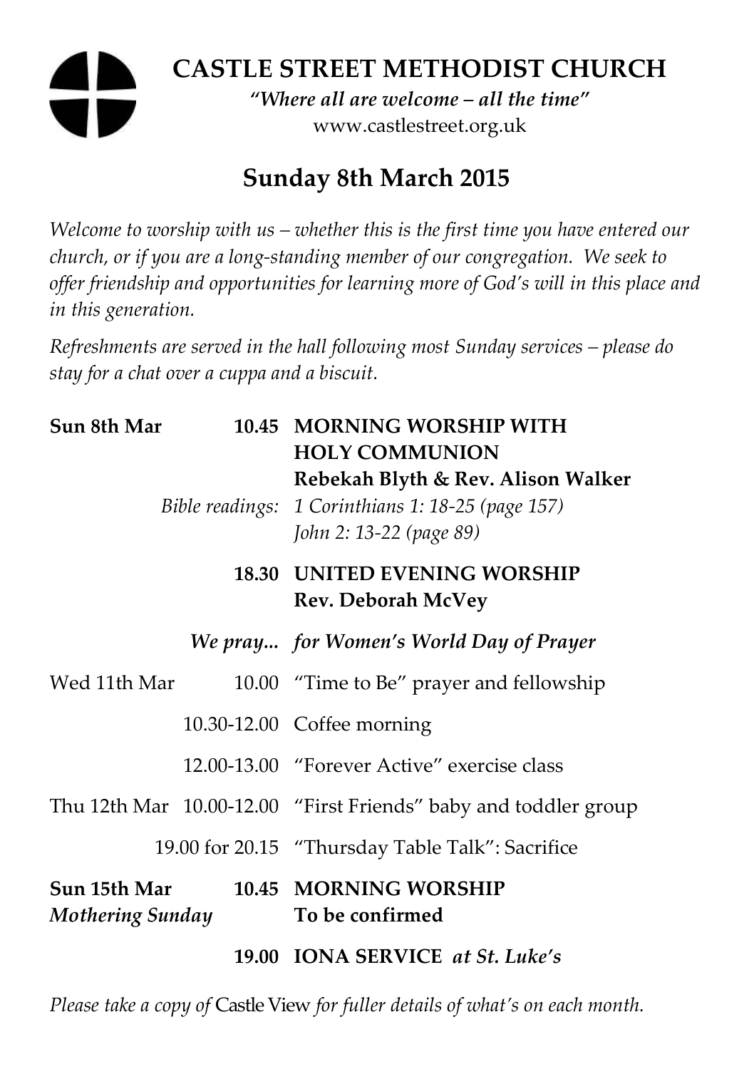# CASTLE STREET METHODIST CHURCH

*"Where all are welcome – all the time"*

www.castlestreet.org.uk

## Sunday 8th March 2015

*Welcome to worship with us – whether this is the first time you have entered our church, or if you are a long-standing member of our congregation. We seek to offer friendship and opportunities for learning more of God's will in this place and in this generation.*

*Refreshments are served in the hall following most Sunday services – please do stay for a chat over a cuppa and a biscuit.*

| | | |
|---|---|---|
| **Sun 8th Mar** | **10.45** | **MORNING WORSHIP WITH HOLY COMMUNION** |
| | | **Rebekah Blyth & Rev. Alison Walker** |
| | *Bible readings:* | *1 Corinthians 1: 18-25 (page 157)* |
| | | *John 2: 13-22 (page 89)* |
| | **18.30** | **UNITED EVENING WORSHIP** |
| | | **Rev. Deborah McVey** |
| | ***We pray...*** | ***for Women's World Day of Prayer*** |
| Wed 11th Mar | 10.00 | "Time to Be" prayer and fellowship |
| | 10.30-12.00 | Coffee morning |
| | 12.00-13.00 | "Forever Active" exercise class |
| Thu 12th Mar | 10.00-12.00 | "First Friends" baby and toddler group |
| | 19.00 for 20.15 | "Thursday Table Talk": Sacrifice |
| **Sun 15th Mar** | **10.45** | **MORNING WORSHIP** |
| ***Mothering Sunday*** | | **To be confirmed** |
| | **19.00** | **IONA SERVICE** ***at St. Luke's*** |

*Please take a copy of* Castle View *for fuller details of what's on each month.*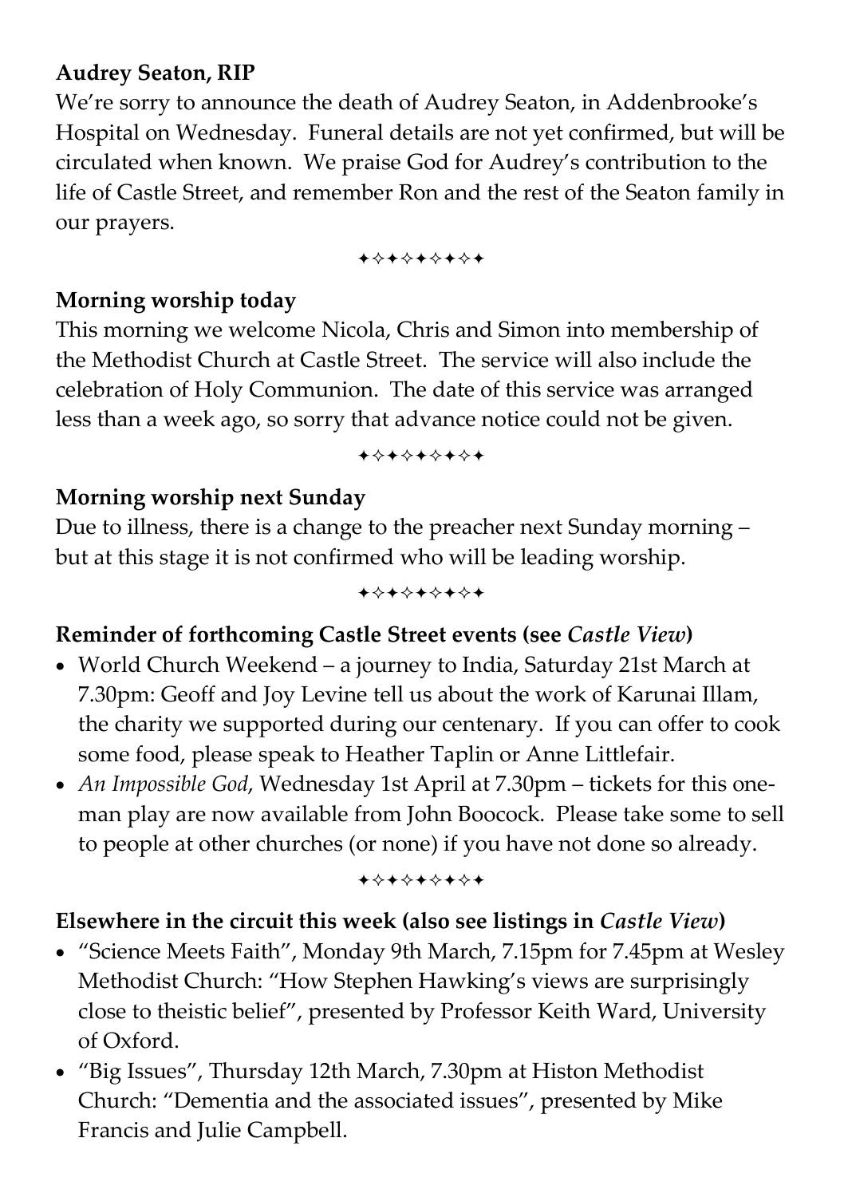**Audrey Seaton, RIP**

We're sorry to announce the death of Audrey Seaton, in Addenbrooke's Hospital on Wednesday. Funeral details are not yet confirmed, but will be circulated when known. We praise God for Audrey's contribution to the life of Castle Street, and remember Ron and the rest of the Seaton family in our prayers.

✦✧✦✧✦✧✦✧✦

**Morning worship today**

This morning we welcome Nicola, Chris and Simon into membership of the Methodist Church at Castle Street. The service will also include the celebration of Holy Communion. The date of this service was arranged less than a week ago, so sorry that advance notice could not be given.

✦✧✦✧✦✧✦✧✦

**Morning worship next Sunday**

Due to illness, there is a change to the preacher next Sunday morning – but at this stage it is not confirmed who will be leading worship.

✦✧✦✧✦✧✦✧✦

**Reminder of forthcoming Castle Street events (see *Castle View*)**

- World Church Weekend – a journey to India, Saturday 21st March at 7.30pm: Geoff and Joy Levine tell us about the work of Karunai Illam, the charity we supported during our centenary. If you can offer to cook some food, please speak to Heather Taplin or Anne Littlefair.
- *An Impossible God*, Wednesday 1st April at 7.30pm – tickets for this one-man play are now available from John Boocock. Please take some to sell to people at other churches (or none) if you have not done so already.

✦✧✦✧✦✧✦✧✦

**Elsewhere in the circuit this week (also see listings in *Castle View*)**

- "Science Meets Faith", Monday 9th March, 7.15pm for 7.45pm at Wesley Methodist Church: "How Stephen Hawking's views are surprisingly close to theistic belief", presented by Professor Keith Ward, University of Oxford.
- "Big Issues", Thursday 12th March, 7.30pm at Histon Methodist Church: "Dementia and the associated issues", presented by Mike Francis and Julie Campbell.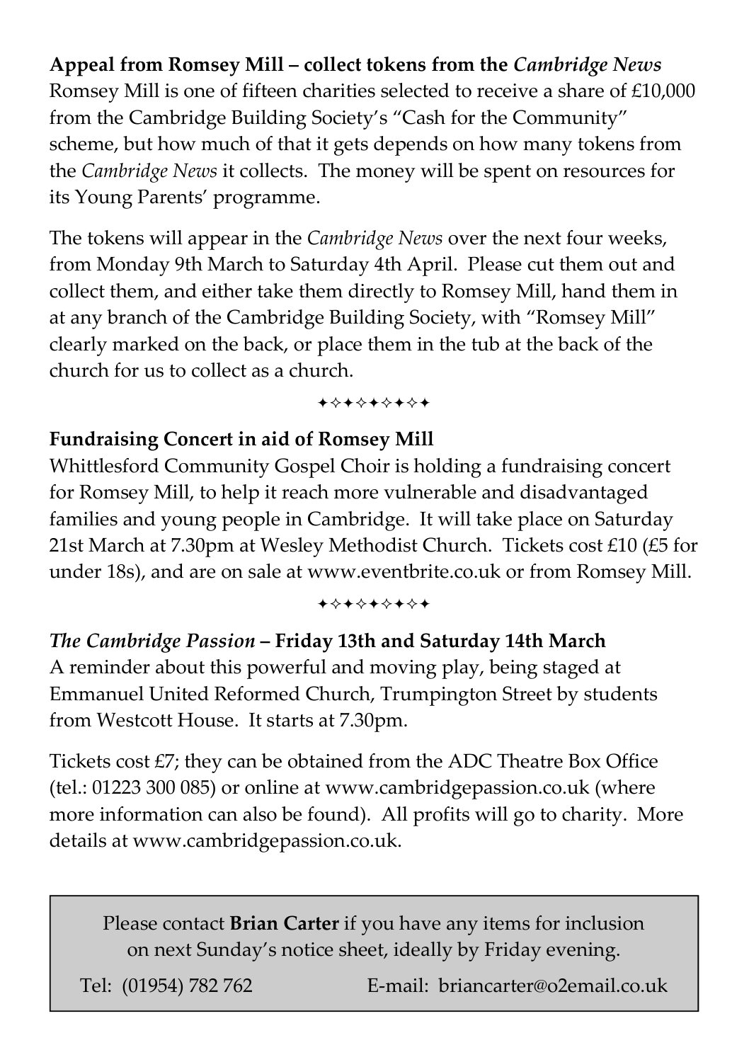**Appeal from Romsey Mill – collect tokens from the *Cambridge News***

Romsey Mill is one of fifteen charities selected to receive a share of £10,000 from the Cambridge Building Society's "Cash for the Community" scheme, but how much of that it gets depends on how many tokens from the *Cambridge News* it collects. The money will be spent on resources for its Young Parents' programme.

The tokens will appear in the *Cambridge News* over the next four weeks, from Monday 9th March to Saturday 4th April. Please cut them out and collect them, and either take them directly to Romsey Mill, hand them in at any branch of the Cambridge Building Society, with "Romsey Mill" clearly marked on the back, or place them in the tub at the back of the church for us to collect as a church.

✦✧✦✧✦✧✦✧✦

**Fundraising Concert in aid of Romsey Mill**

Whittlesford Community Gospel Choir is holding a fundraising concert for Romsey Mill, to help it reach more vulnerable and disadvantaged families and young people in Cambridge. It will take place on Saturday 21st March at 7.30pm at Wesley Methodist Church. Tickets cost £10 (£5 for under 18s), and are on sale at www.eventbrite.co.uk or from Romsey Mill.

✦✧✦✧✦✧✦✧✦

***The Cambridge Passion* – Friday 13th and Saturday 14th March**

A reminder about this powerful and moving play, being staged at Emmanuel United Reformed Church, Trumpington Street by students from Westcott House. It starts at 7.30pm.

Tickets cost £7; they can be obtained from the ADC Theatre Box Office (tel.: 01223 300 085) or online at www.cambridgepassion.co.uk (where more information can also be found). All profits will go to charity. More details at www.cambridgepassion.co.uk.

Please contact **Brian Carter** if you have any items for inclusion on next Sunday's notice sheet, ideally by Friday evening.

Tel: (01954) 782 762 E-mail: briancarter@o2email.co.uk